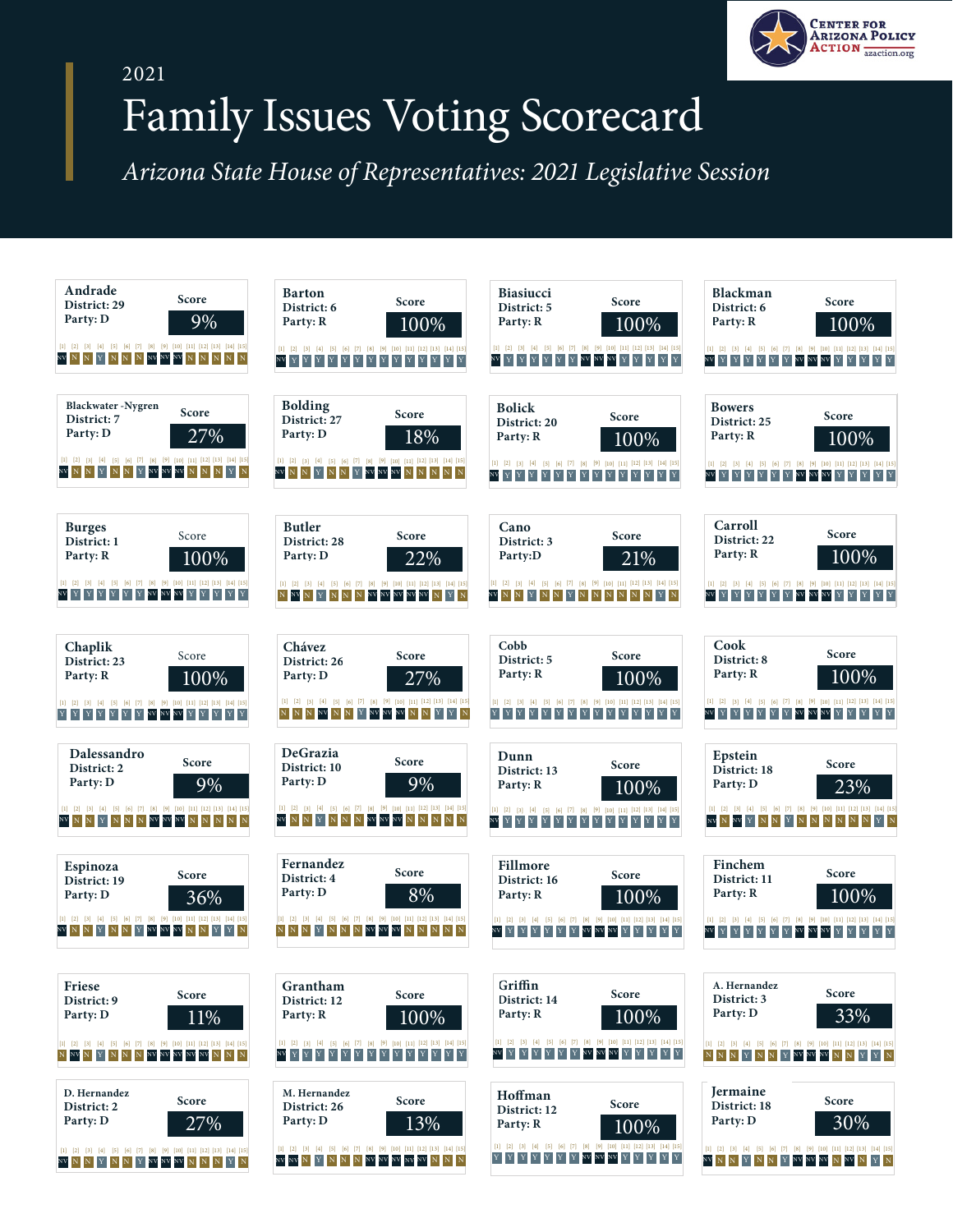# 2021 Family Issues Voting Scorecard

*Arizona State House of Representatives: 2021 Legislative Session*

Center for Arizona Policy Action — azaction.org

| Name | District | Party | Score | [1] | [2] | [3] | [4] | [5] | [6] | [7] | [8] | [9] | [10] | [11] | [12] | [13] | [14] | [15] |
|---|---|---|---|---|---|---|---|---|---|---|---|---|---|---|---|---|---|---|
| Andrade | 29 | D | 9% | NV | N | N | Y | N | N | N | NV | NV | NV | N | N | N | N | N |
| Barton | 6 | R | 100% | NV | Y | Y | Y | Y | Y | Y | Y | Y | Y | Y | Y | Y | Y | Y |
| Biasiucci | 5 | R | 100% | NV | Y | Y | Y | Y | Y | Y | NV | NV | NV | Y | Y | Y | Y | Y |
| Blackman | 6 | R | 100% | NV | Y | Y | Y | Y | Y | Y | NV | NV | NV | Y | Y | Y | Y | Y |
| Blackwater-Nygren | 7 | D | 27% | NV | N | N | Y | N | N | Y | NV | NV | NV | N | N | N | Y | N |
| Bolding | 27 | D | 18% | NV | N | N | Y | N | N | Y | NV | NV | NV | N | N | N | N | N |
| Bolick | 20 | R | 100% | NV | Y | Y | Y | Y | Y | Y | Y | Y | Y | Y | Y | Y | Y | Y |
| Bowers | 25 | R | 100% | NV | Y | Y | Y | Y | Y | Y | NV | NV | NV | Y | Y | Y | Y | Y |
| Burges | 1 | R | 100% | NV | Y | Y | Y | Y | Y | Y | NV | NV | NV | Y | Y | Y | Y | Y |
| Butler | 28 | D | 22% | N | N | N | Y | N | N | NV | NV | NV | NV | NV | NV | N | Y | N |
| Cano | 3 | D | 21% | NV | N | N | Y | N | N | Y | N | N | N | N | N | N | Y | N |
| Carroll | 22 | R | 100% | NV | Y | Y | Y | Y | Y | Y | NV | NV | NV | Y | Y | Y | Y | Y |
| Chaplik | 23 | R | 100% | Y | Y | Y | Y | Y | Y | Y | NV | NV | NV | Y | Y | Y | Y | Y |
| Chávez | 26 | D | 27% | N | N | N | NV | N | N | Y | NV | NV | NV | N | N | Y | Y | N |
| Cobb | 5 | R | 100% | Y | Y | Y | Y | Y | Y | Y | Y | Y | Y | Y | Y | Y | Y | Y |
| Cook | 8 | R | 100% | NV | Y | Y | Y | Y | Y | Y | NV | NV | NV | Y | Y | Y | Y | Y |
| Dalessandro | 2 | D | 9% | NV | N | N | Y | N | N | N | NV | NV | NV | N | N | N | N | N |
| DeGrazia | 10 | D | 9% | NV | N | N | Y | N | N | N | NV | NV | NV | N | N | N | N | N |
| Dunn | 13 | R | 100% | NV | Y | Y | Y | Y | Y | Y | Y | Y | Y | Y | Y | Y | Y | Y |
| Epstein | 18 | D | 23% | NV | N | NV | Y | N | N | Y | N | N | N | N | N | N | Y | N |
| Espinoza | 19 | D | 36% | NV | N | N | Y | N | N | Y | NV | NV | NV | N | N | Y | Y | N |
| Fernandez | 4 | D | 8% | N | N | N | Y | N | N | N | NV | NV | NV | N | N | N | N | N |
| Fillmore | 16 | R | 100% | NV | Y | Y | Y | Y | Y | Y | NV | NV | NV | Y | Y | Y | Y | Y |
| Finchem | 11 | R | 100% | NV | Y | Y | Y | Y | Y | Y | NV | NV | NV | Y | Y | Y | Y | Y |
| Friese | 9 | D | 11% | N | NV | N | Y | N | N | N | NV | NV | NV | NV | NV | N | N | N |
| Grantham | 12 | R | 100% | NV | Y | Y | Y | Y | Y | Y | Y | Y | Y | Y | Y | Y | Y | Y |
| Griffin | 14 | R | 100% | NV | Y | Y | Y | Y | Y | Y | NV | NV | NV | Y | Y | Y | Y | Y |
| A. Hernandez | 3 | D | 33% | N | N | N | Y | N | N | Y | NV | NV | NV | N | N | Y | Y | N |
| D. Hernandez | 2 | D | 27% | NV | N | N | Y | N | N | Y | NV | NV | NV | N | N | N | Y | N |
| M. Hernandez | 26 | D | 13% | NV | NV | N | Y | N | N | N | NV | NV | NV | NV | NV | N | N | N |
| Hoffman | 12 | R | 100% | Y | Y | Y | Y | Y | Y | Y | NV | NV | NV | Y | Y | Y | Y | Y |
| Jermaine | 18 | D | 30% | NV | N | N | Y | N | N | Y | NV | NV | NV | N | NV | N | Y | N |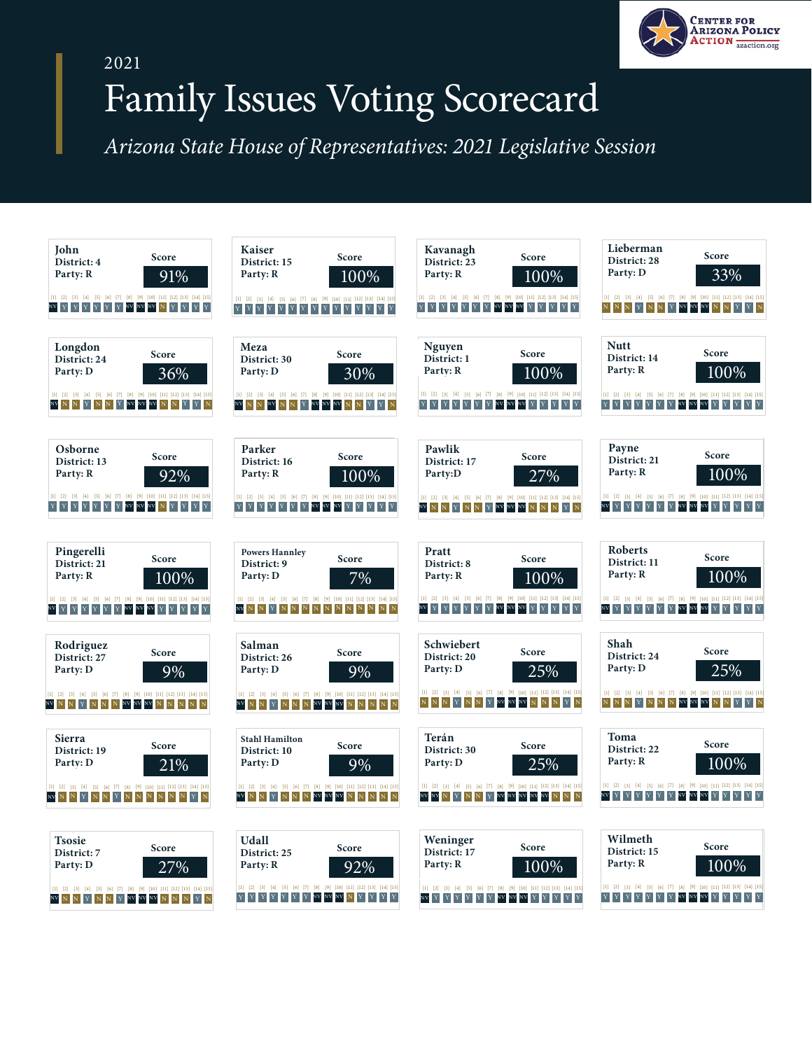2021

# Family Issues Voting Scorecard

*Arizona State House of Representatives: 2021 Legislative Session*

**Center for Arizona Policy Action** azaction.org

| Name | District | Party | Score | [1] | [2] | [3] | [4] | [5] | [6] | [7] | [8] | [9] | [10] | [11] | [12] | [13] | [14] | [15] |
|---|---|---|---|---|---|---|---|---|---|---|---|---|---|---|---|---|---|---|
| John | 4 | R | 91% | NV | Y | Y | Y | Y | Y | Y | NV | NV | NV | N | Y | Y | Y | Y |
| Kaiser | 15 | R | 100% | Y | Y | Y | Y | Y | Y | Y | Y | Y | Y | Y | Y | Y | Y | Y |
| Kavanagh | 23 | R | 100% | Y | Y | Y | Y | Y | Y | Y | NV | NV | NV | Y | Y | Y | Y | Y |
| Lieberman | 28 | D | 33% | N | N | N | Y | N | N | Y | NV | NV | NV | N | N | Y | Y | N |
| Longdon | 24 | D | 36% | NV | N | N | Y | N | N | Y | NV | NV | NV | N | N | Y | Y | N |
| Meza | 30 | D | 30% | NV | N | N | NV | N | N | Y | NV | NV | NV | N | N | Y | Y | N |
| Nguyen | 1 | R | 100% | Y | Y | Y | Y | Y | Y | Y | NV | NV | NV | Y | Y | Y | Y | Y |
| Nutt | 14 | R | 100% | Y | Y | Y | Y | Y | Y | Y | NV | NV | NV | Y | Y | Y | Y | Y |
| Osborne | 13 | R | 92% | Y | Y | Y | Y | Y | Y | Y | NV | NV | NV | N | Y | Y | Y | Y |
| Parker | 16 | R | 100% | Y | Y | Y | Y | Y | Y | Y | NV | NV | NV | Y | Y | Y | Y | Y |
| Pawlik | 17 | D | 27% | NV | N | N | Y | N | N | Y | NV | NV | NV | N | N | N | Y | N |
| Payne | 21 | R | 100% | NV | Y | Y | Y | Y | Y | Y | NV | NV | NV | Y | Y | Y | Y | Y |
| Pingerelli | 21 | R | 100% | NV | Y | Y | Y | Y | Y | Y | NV | NV | NV | Y | Y | Y | Y | Y |
| Powers Hannley | 9 | D | 7% | NV | N | N | Y | N | N | N | N | N | N | N | N | N | N | N |
| Pratt | 8 | R | 100% | NV | Y | Y | Y | Y | Y | Y | NV | NV | NV | Y | Y | Y | Y | Y |
| Roberts | 11 | R | 100% | NV | Y | Y | Y | Y | Y | Y | NV | NV | NV | Y | Y | Y | Y | Y |
| Rodriguez | 27 | D | 9% | NV | N | N | Y | N | N | N | NV | NV | NV | N | N | N | N | N |
| Salman | 26 | D | 9% | NV | N | N | Y | N | N | N | NV | NV | NV | N | N | N | N | N |
| Schwiebert | 20 | D | 25% | N | N | N | Y | N | N | Y | NV | NV | NV | N | N | N | Y | N |
| Shah | 24 | D | 25% | N | N | N | Y | N | N | N | NV | NV | NV | N | N | Y | Y | N |
| Sierra | 19 | D | 21% | NV | N | N | Y | N | N | Y | N | N | N | N | N | N | Y | N |
| Stahl Hamilton | 10 | D | 9% | NV | N | N | Y | N | N | N | NV | NV | NV | N | N | N | N | N |
| Terán | 30 | D | 25% | NV | NV | N | Y | N | N | Y | NV | NV | NV | NV | NV | N | N | N |
| Toma | 22 | R | 100% | NV | Y | Y | Y | Y | Y | Y | NV | NV | NV | Y | Y | Y | Y | Y |
| Tsosie | 7 | D | 27% | NV | N | N | Y | N | N | Y | NV | NV | NV | N | N | N | Y | N |
| Udall | 25 | R | 92% | Y | Y | Y | Y | Y | Y | Y | NV | NV | NV | N | Y | Y | Y | Y |
| Weninger | 17 | R | 100% | NV | Y | Y | Y | Y | Y | Y | NV | NV | NV | Y | Y | Y | Y | Y |
| Wilmeth | 15 | R | 100% | Y | Y | Y | Y | Y | Y | Y | NV | NV | NV | Y | Y | Y | Y | Y |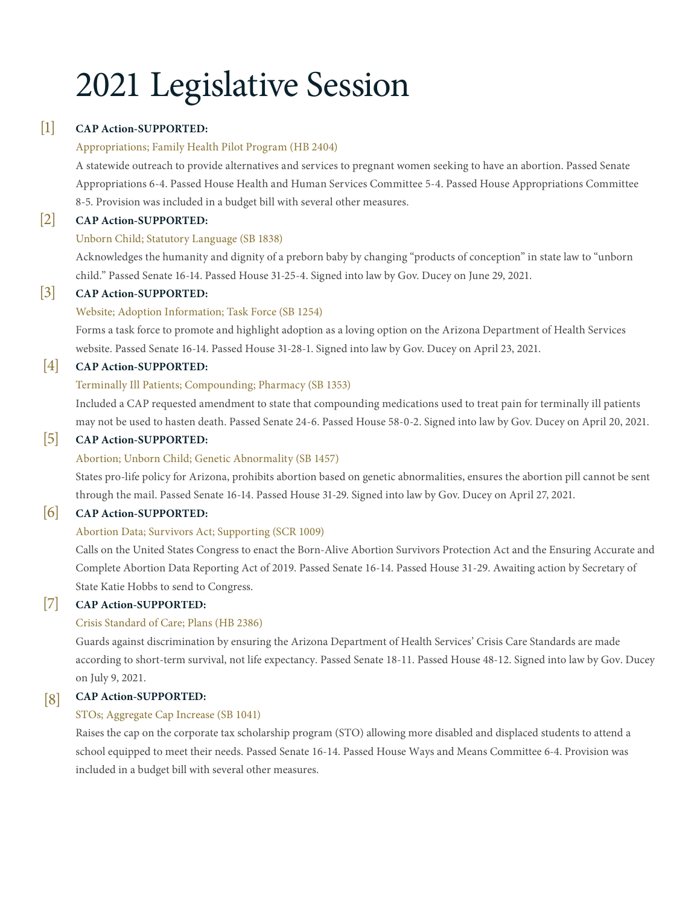# 2021 Legislative Session

[1] **CAP Action-SUPPORTED:**

Appropriations; Family Health Pilot Program (HB 2404)

A statewide outreach to provide alternatives and services to pregnant women seeking to have an abortion. Passed Senate Appropriations 6-4. Passed House Health and Human Services Committee 5-4. Passed House Appropriations Committee 8-5. Provision was included in a budget bill with several other measures.

[2] **CAP Action-SUPPORTED:**

Unborn Child; Statutory Language (SB 1838)

Acknowledges the humanity and dignity of a preborn baby by changing "products of conception" in state law to "unborn child." Passed Senate 16-14. Passed House 31-25-4. Signed into law by Gov. Ducey on June 29, 2021.

[3] **CAP Action-SUPPORTED:**

Website; Adoption Information; Task Force (SB 1254)

Forms a task force to promote and highlight adoption as a loving option on the Arizona Department of Health Services website. Passed Senate 16-14. Passed House 31-28-1. Signed into law by Gov. Ducey on April 23, 2021.

[4] **CAP Action-SUPPORTED:**

Terminally Ill Patients; Compounding; Pharmacy (SB 1353)

Included a CAP requested amendment to state that compounding medications used to treat pain for terminally ill patients may not be used to hasten death. Passed Senate 24-6. Passed House 58-0-2. Signed into law by Gov. Ducey on April 20, 2021.

[5] **CAP Action-SUPPORTED:**

Abortion; Unborn Child; Genetic Abnormality (SB 1457)

States pro-life policy for Arizona, prohibits abortion based on genetic abnormalities, ensures the abortion pill cannot be sent through the mail. Passed Senate 16-14. Passed House 31-29. Signed into law by Gov. Ducey on April 27, 2021.

[6] **CAP Action-SUPPORTED:**

Abortion Data; Survivors Act; Supporting (SCR 1009)

Calls on the United States Congress to enact the Born-Alive Abortion Survivors Protection Act and the Ensuring Accurate and Complete Abortion Data Reporting Act of 2019. Passed Senate 16-14. Passed House 31-29. Awaiting action by Secretary of State Katie Hobbs to send to Congress.

[7] **CAP Action-SUPPORTED:**

Crisis Standard of Care; Plans (HB 2386)

Guards against discrimination by ensuring the Arizona Department of Health Services' Crisis Care Standards are made according to short-term survival, not life expectancy. Passed Senate 18-11. Passed House 48-12. Signed into law by Gov. Ducey on July 9, 2021.

[8] **CAP Action-SUPPORTED:**

STOs; Aggregate Cap Increase (SB 1041)

Raises the cap on the corporate tax scholarship program (STO) allowing more disabled and displaced students to attend a school equipped to meet their needs. Passed Senate 16-14. Passed House Ways and Means Committee 6-4. Provision was included in a budget bill with several other measures.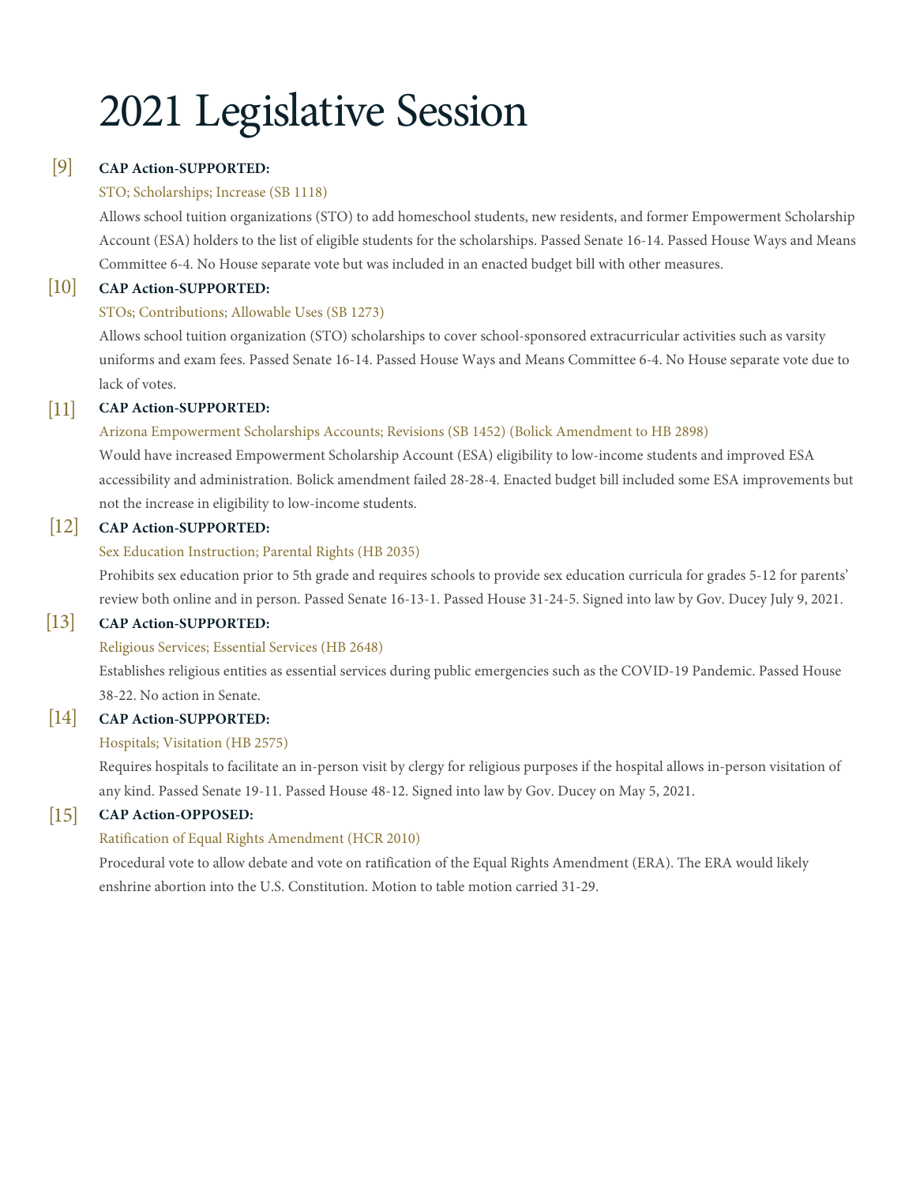# 2021 Legislative Session

[9] **CAP Action-SUPPORTED:**

STO; Scholarships; Increase (SB 1118)

Allows school tuition organizations (STO) to add homeschool students, new residents, and former Empowerment Scholarship Account (ESA) holders to the list of eligible students for the scholarships. Passed Senate 16-14. Passed House Ways and Means Committee 6-4. No House separate vote but was included in an enacted budget bill with other measures.

[10] **CAP Action-SUPPORTED:**

STOs; Contributions; Allowable Uses (SB 1273)

Allows school tuition organization (STO) scholarships to cover school-sponsored extracurricular activities such as varsity uniforms and exam fees. Passed Senate 16-14. Passed House Ways and Means Committee 6-4. No House separate vote due to lack of votes.

[11] **CAP Action-SUPPORTED:**

Arizona Empowerment Scholarships Accounts; Revisions (SB 1452) (Bolick Amendment to HB 2898)

Would have increased Empowerment Scholarship Account (ESA) eligibility to low-income students and improved ESA accessibility and administration. Bolick amendment failed 28-28-4. Enacted budget bill included some ESA improvements but not the increase in eligibility to low-income students.

[12] **CAP Action-SUPPORTED:**

Sex Education Instruction; Parental Rights (HB 2035)

Prohibits sex education prior to 5th grade and requires schools to provide sex education curricula for grades 5-12 for parents' review both online and in person. Passed Senate 16-13-1. Passed House 31-24-5. Signed into law by Gov. Ducey July 9, 2021.

[13] **CAP Action-SUPPORTED:**

Religious Services; Essential Services (HB 2648)

Establishes religious entities as essential services during public emergencies such as the COVID-19 Pandemic. Passed House 38-22. No action in Senate.

[14] **CAP Action-SUPPORTED:**

Hospitals; Visitation (HB 2575)

Requires hospitals to facilitate an in-person visit by clergy for religious purposes if the hospital allows in-person visitation of any kind. Passed Senate 19-11. Passed House 48-12. Signed into law by Gov. Ducey on May 5, 2021.

[15] **CAP Action-OPPOSED:**

Ratification of Equal Rights Amendment (HCR 2010)

Procedural vote to allow debate and vote on ratification of the Equal Rights Amendment (ERA). The ERA would likely enshrine abortion into the U.S. Constitution. Motion to table motion carried 31-29.